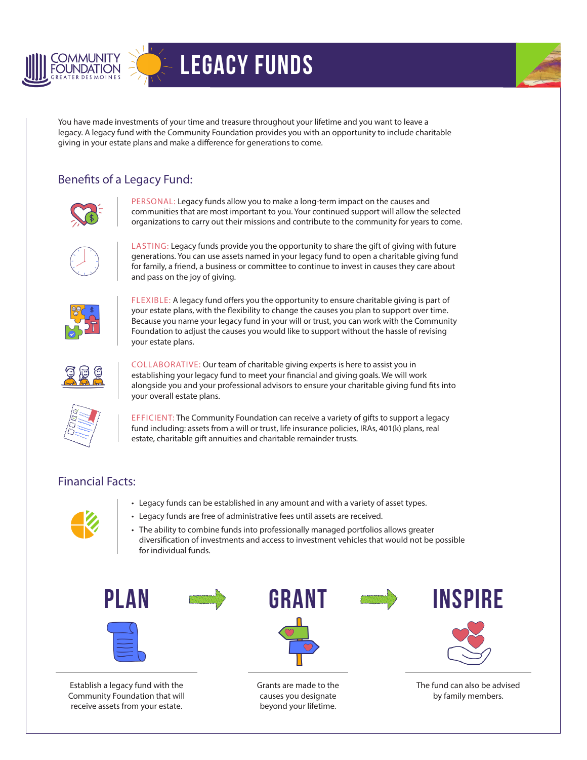COMMUNITY FOUNDATION GREATER DES MOINES

# LEGACY FUNDS

You have made investments of your time and treasure throughout your lifetime and you want to leave a legacy. A legacy fund with the Community Foundation provides you with an opportunity to include charitable giving in your estate plans and make a difference for generations to come.

## Benefits of a Legacy Fund:

PERSONAL: Legacy funds allow you to make a long-term impact on the causes and communities that are most important to you. Your continued support will allow the selected organizations to carry out their missions and contribute to the community for years to come.

LASTING: Legacy funds provide you the opportunity to share the gift of giving with future generations. You can use assets named in your legacy fund to open a charitable giving fund for family, a friend, a business or committee to continue to invest in causes they care about and pass on the joy of giving.

FLEXIBLE: A legacy fund offers you the opportunity to ensure charitable giving is part of your estate plans, with the flexibility to change the causes you plan to support over time. Because you name your legacy fund in your will or trust, you can work with the Community Foundation to adjust the causes you would like to support without the hassle of revising your estate plans.

COLLABORATIVE: Our team of charitable giving experts is here to assist you in establishing your legacy fund to meet your financial and giving goals. We will work alongside you and your professional advisors to ensure your charitable giving fund fits into your overall estate plans.

EFFICIENT: The Community Foundation can receive a variety of gifts to support a legacy fund including: assets from a will or trust, life insurance policies, IRAs, 401(k) plans, real estate, charitable gift annuities and charitable remainder trusts.

## Financial Facts:

- Legacy funds can be established in any amount and with a variety of asset types.
- Legacy funds are free of administrative fees until assets are received.
- The ability to combine funds into professionally managed portfolios allows greater diversification of investments and access to investment vehicles that would not be possible for individual funds.

## PLAN → GRANT → INSPIRE

**PLAN**

Establish a legacy fund with the Community Foundation that will receive assets from your estate.

**GRANT**

Grants are made to the causes you designate beyond your lifetime.

**INSPIRE**

The fund can also be advised by family members.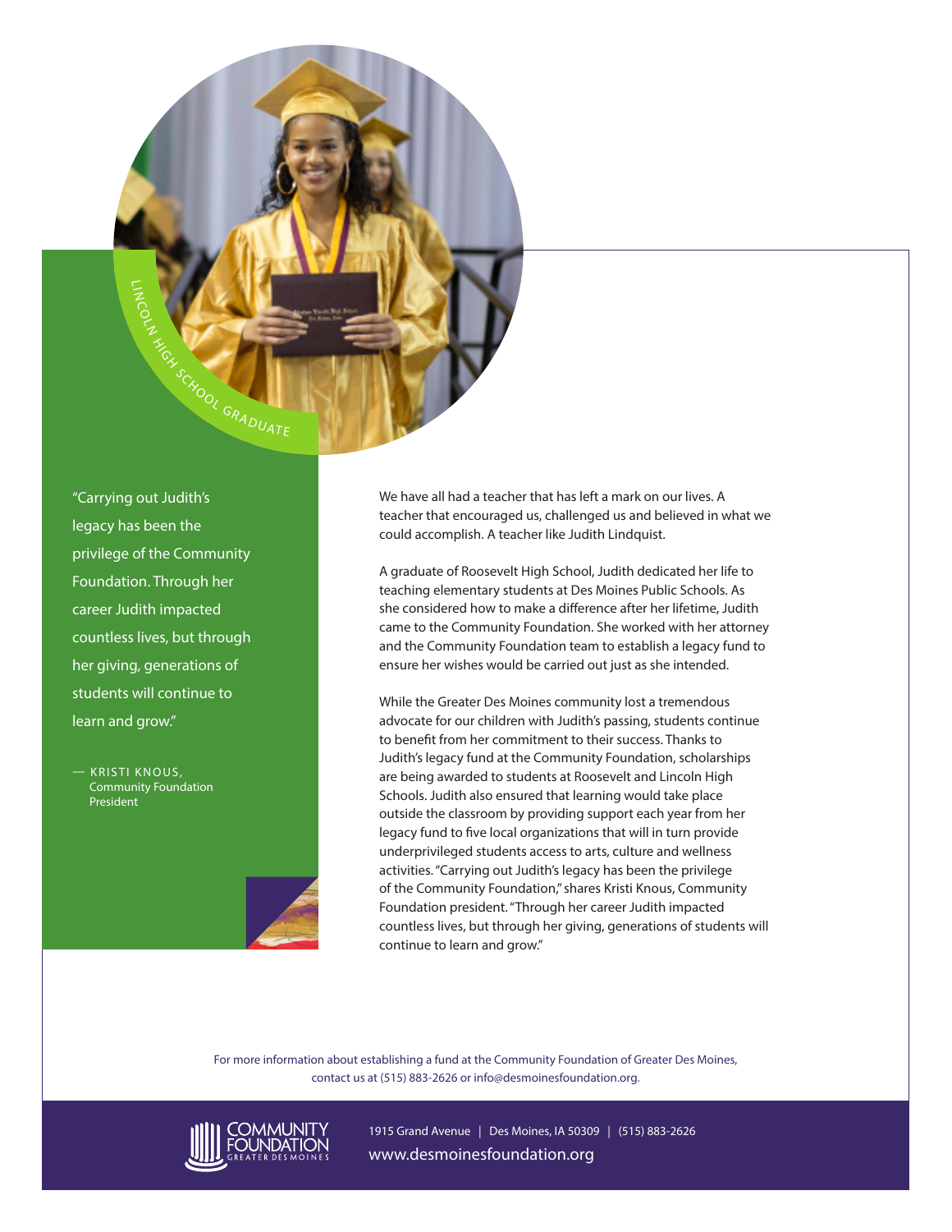LINCOLN HIGH SCHOOL GRADUATE

"Carrying out Judith's legacy has been the privilege of the Community Foundation. Through her career Judith impacted countless lives, but through her giving, generations of students will continue to learn and grow."

— KRISTI KNOUS, Community Foundation President

We have all had a teacher that has left a mark on our lives. A teacher that encouraged us, challenged us and believed in what we could accomplish. A teacher like Judith Lindquist.

A graduate of Roosevelt High School, Judith dedicated her life to teaching elementary students at Des Moines Public Schools. As she considered how to make a difference after her lifetime, Judith came to the Community Foundation. She worked with her attorney and the Community Foundation team to establish a legacy fund to ensure her wishes would be carried out just as she intended.

While the Greater Des Moines community lost a tremendous advocate for our children with Judith's passing, students continue to benefit from her commitment to their success. Thanks to Judith's legacy fund at the Community Foundation, scholarships are being awarded to students at Roosevelt and Lincoln High Schools. Judith also ensured that learning would take place outside the classroom by providing support each year from her legacy fund to five local organizations that will in turn provide underprivileged students access to arts, culture and wellness activities. "Carrying out Judith's legacy has been the privilege of the Community Foundation," shares Kristi Knous, Community Foundation president. "Through her career Judith impacted countless lives, but through her giving, generations of students will continue to learn and grow."

For more information about establishing a fund at the Community Foundation of Greater Des Moines, contact us at (515) 883-2626 or info@desmoinesfoundation.org.

COMMUNITY FOUNDATION GREATER DES MOINES

1915 Grand Avenue | Des Moines, IA 50309 | (515) 883-2626

www.desmoinesfoundation.org